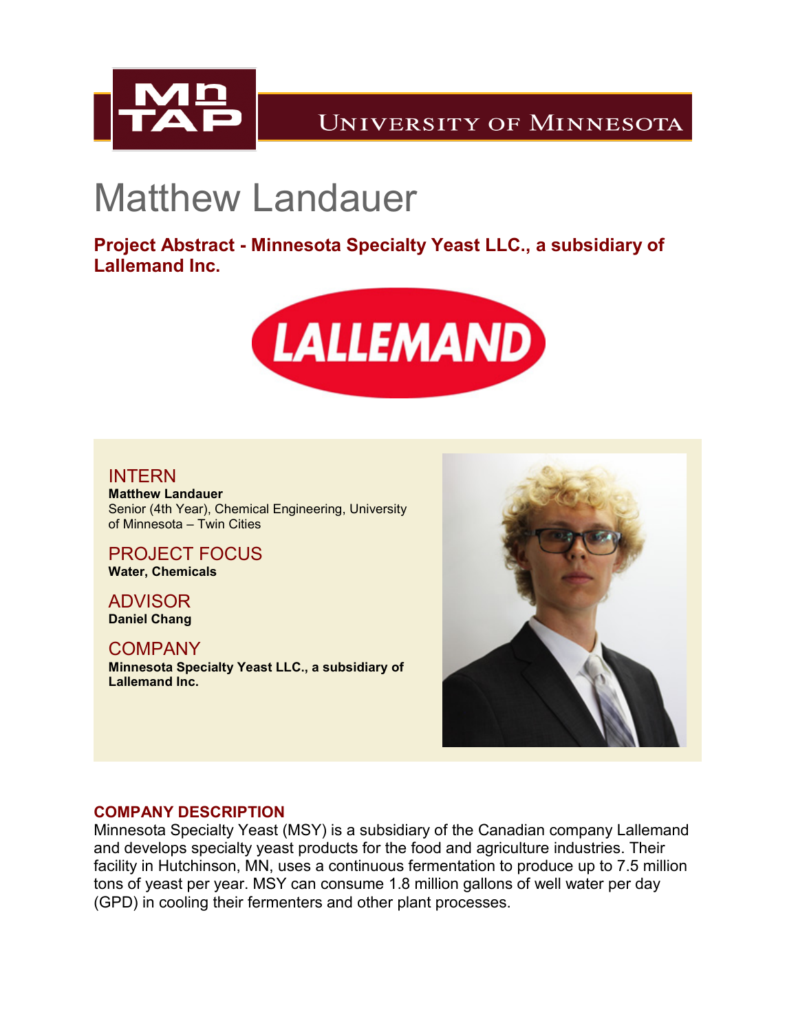# Matthew Landauer

## Project Abstract - Minnesota Specialty Yeast LLC., a subsidiary of Lallemand Inc.

### INTERN
**Matthew Landauer**
Senior (4th Year), Chemical Engineering, University of Minnesota – Twin Cities

### PROJECT FOCUS
**Water, Chemicals**

### ADVISOR
**Daniel Chang**

### COMPANY
**Minnesota Specialty Yeast LLC., a subsidiary of Lallemand Inc.**

### COMPANY DESCRIPTION
Minnesota Specialty Yeast (MSY) is a subsidiary of the Canadian company Lallemand and develops specialty yeast products for the food and agriculture industries. Their facility in Hutchinson, MN, uses a continuous fermentation to produce up to 7.5 million tons of yeast per year. MSY can consume 1.8 million gallons of well water per day (GPD) in cooling their fermenters and other plant processes.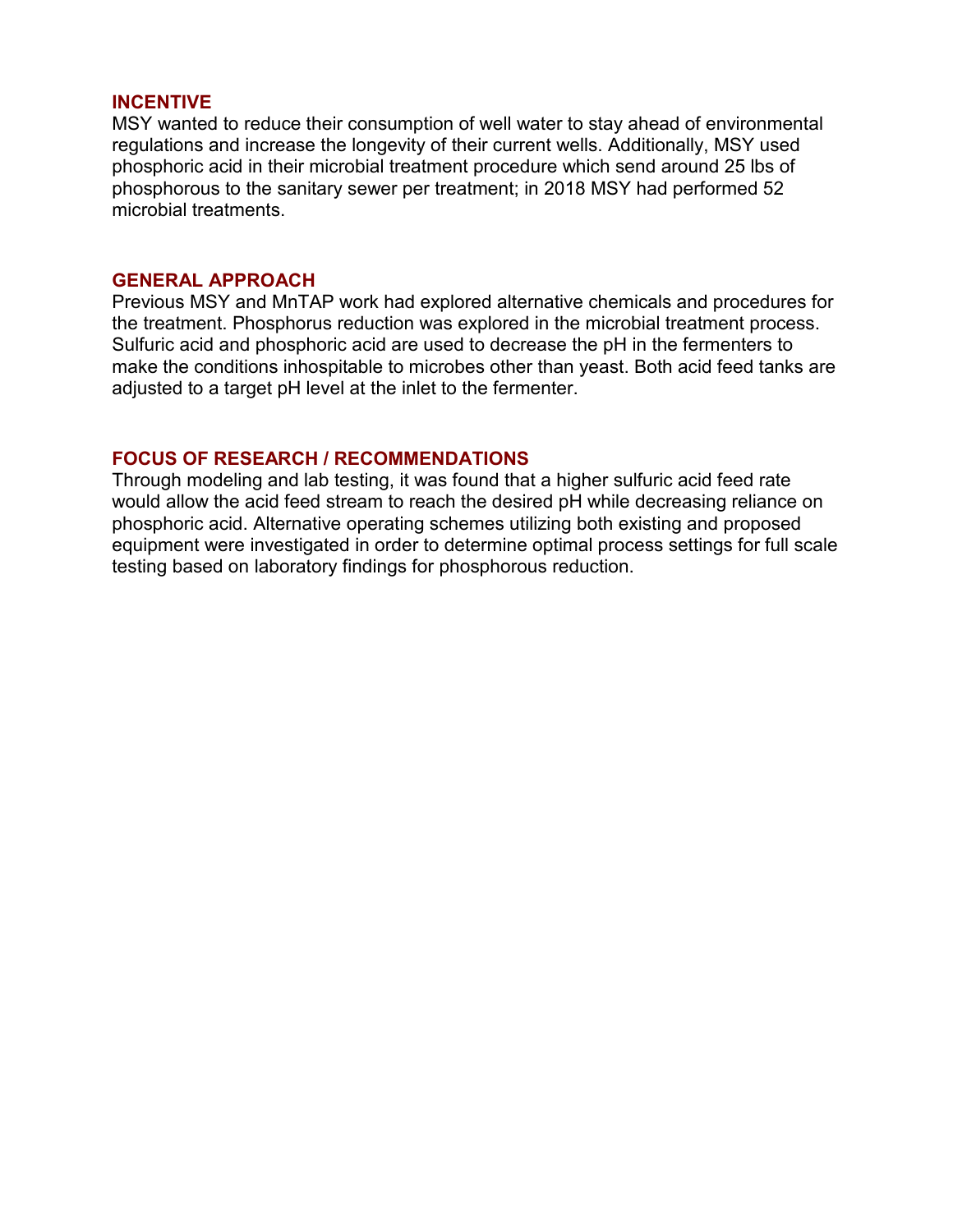## INCENTIVE

MSY wanted to reduce their consumption of well water to stay ahead of environmental regulations and increase the longevity of their current wells. Additionally, MSY used phosphoric acid in their microbial treatment procedure which send around 25 lbs of phosphorous to the sanitary sewer per treatment; in 2018 MSY had performed 52 microbial treatments.

## GENERAL APPROACH

Previous MSY and MnTAP work had explored alternative chemicals and procedures for the treatment. Phosphorus reduction was explored in the microbial treatment process. Sulfuric acid and phosphoric acid are used to decrease the pH in the fermenters to make the conditions inhospitable to microbes other than yeast. Both acid feed tanks are adjusted to a target pH level at the inlet to the fermenter.

## FOCUS OF RESEARCH / RECOMMENDATIONS

Through modeling and lab testing, it was found that a higher sulfuric acid feed rate would allow the acid feed stream to reach the desired pH while decreasing reliance on phosphoric acid. Alternative operating schemes utilizing both existing and proposed equipment were investigated in order to determine optimal process settings for full scale testing based on laboratory findings for phosphorous reduction.